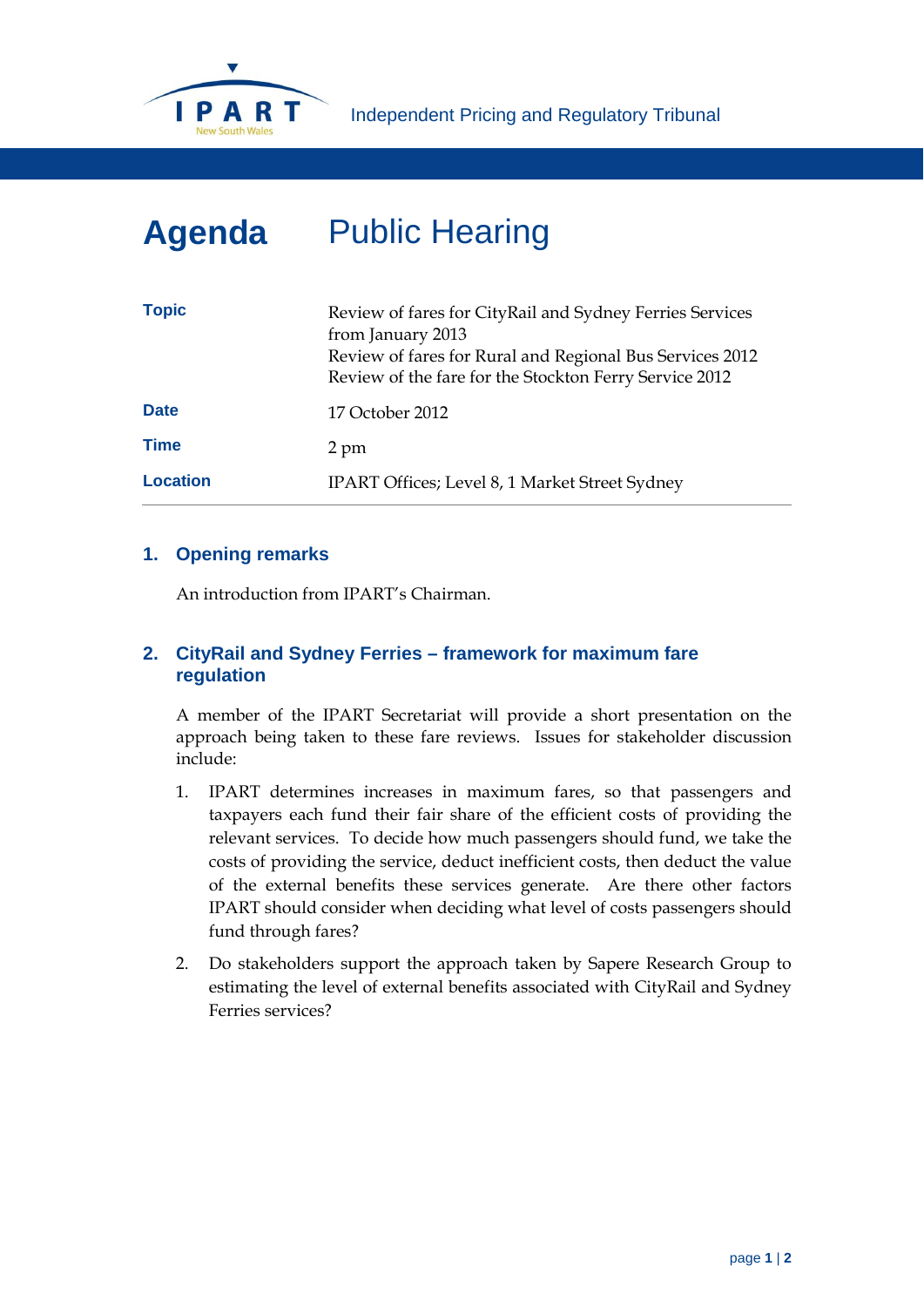Independent Pricing and Regulatory Tribunal

# Agenda — Public Hearing

| | |
|---|---|
| **Topic** | Review of fares for CityRail and Sydney Ferries Services from January 2013<br>Review of fares for Rural and Regional Bus Services 2012<br>Review of the fare for the Stockton Ferry Service 2012 |
| **Date** | 17 October 2012 |
| **Time** | 2 pm |
| **Location** | IPART Offices; Level 8, 1 Market Street Sydney |

## 1. Opening remarks

An introduction from IPART's Chairman.

## 2. CityRail and Sydney Ferries – framework for maximum fare regulation

A member of the IPART Secretariat will provide a short presentation on the approach being taken to these fare reviews. Issues for stakeholder discussion include:

1. IPART determines increases in maximum fares, so that passengers and taxpayers each fund their fair share of the efficient costs of providing the relevant services. To decide how much passengers should fund, we take the costs of providing the service, deduct inefficient costs, then deduct the value of the external benefits these services generate. Are there other factors IPART should consider when deciding what level of costs passengers should fund through fares?
2. Do stakeholders support the approach taken by Sapere Research Group to estimating the level of external benefits associated with CityRail and Sydney Ferries services?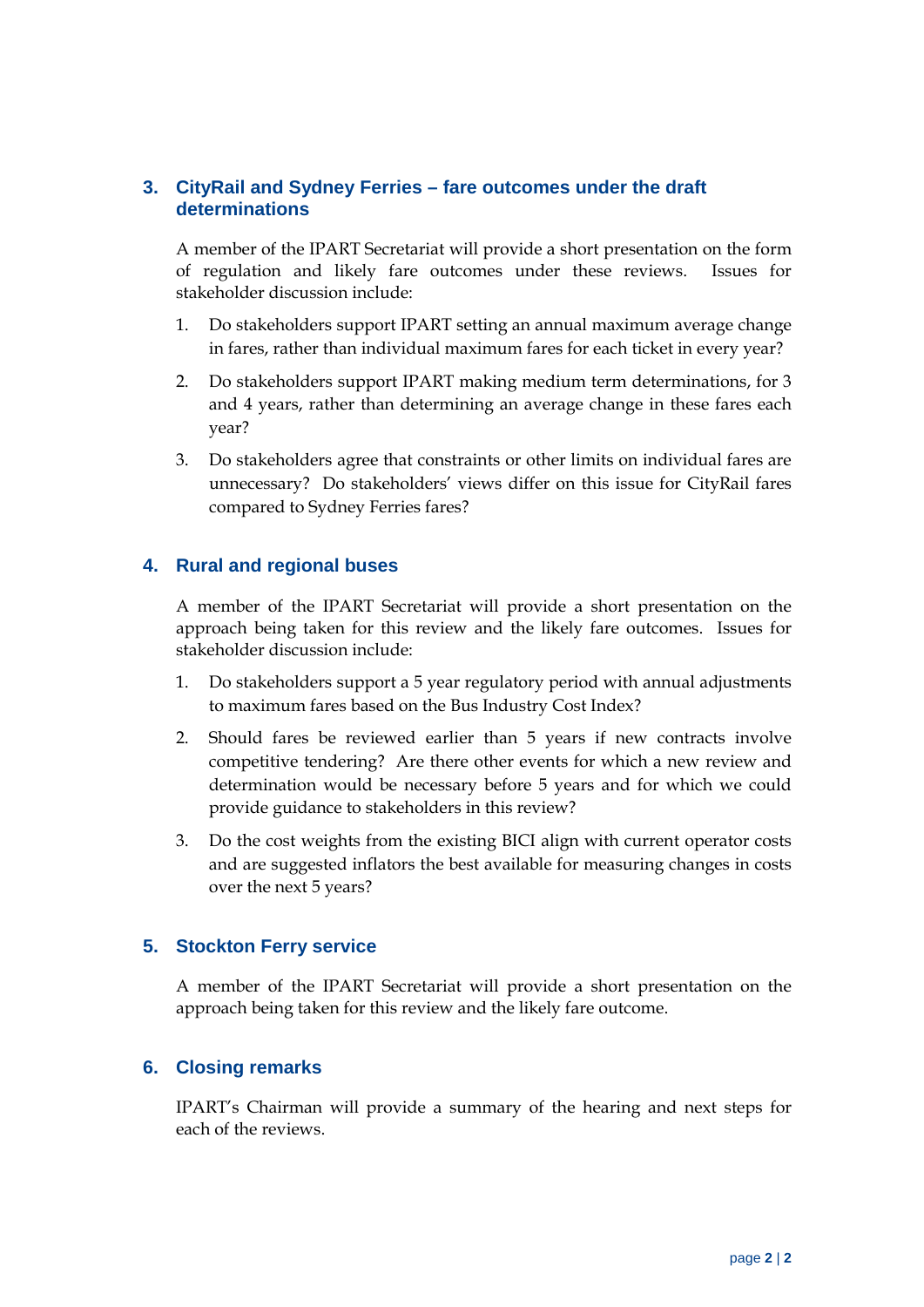## 3. CityRail and Sydney Ferries – fare outcomes under the draft determinations

A member of the IPART Secretariat will provide a short presentation on the form of regulation and likely fare outcomes under these reviews. Issues for stakeholder discussion include:

1. Do stakeholders support IPART setting an annual maximum average change in fares, rather than individual maximum fares for each ticket in every year?
2. Do stakeholders support IPART making medium term determinations, for 3 and 4 years, rather than determining an average change in these fares each year?
3. Do stakeholders agree that constraints or other limits on individual fares are unnecessary? Do stakeholders' views differ on this issue for CityRail fares compared to Sydney Ferries fares?

## 4. Rural and regional buses

A member of the IPART Secretariat will provide a short presentation on the approach being taken for this review and the likely fare outcomes. Issues for stakeholder discussion include:

1. Do stakeholders support a 5 year regulatory period with annual adjustments to maximum fares based on the Bus Industry Cost Index?
2. Should fares be reviewed earlier than 5 years if new contracts involve competitive tendering? Are there other events for which a new review and determination would be necessary before 5 years and for which we could provide guidance to stakeholders in this review?
3. Do the cost weights from the existing BICI align with current operator costs and are suggested inflators the best available for measuring changes in costs over the next 5 years?

## 5. Stockton Ferry service

A member of the IPART Secretariat will provide a short presentation on the approach being taken for this review and the likely fare outcome.

## 6. Closing remarks

IPART's Chairman will provide a summary of the hearing and next steps for each of the reviews.